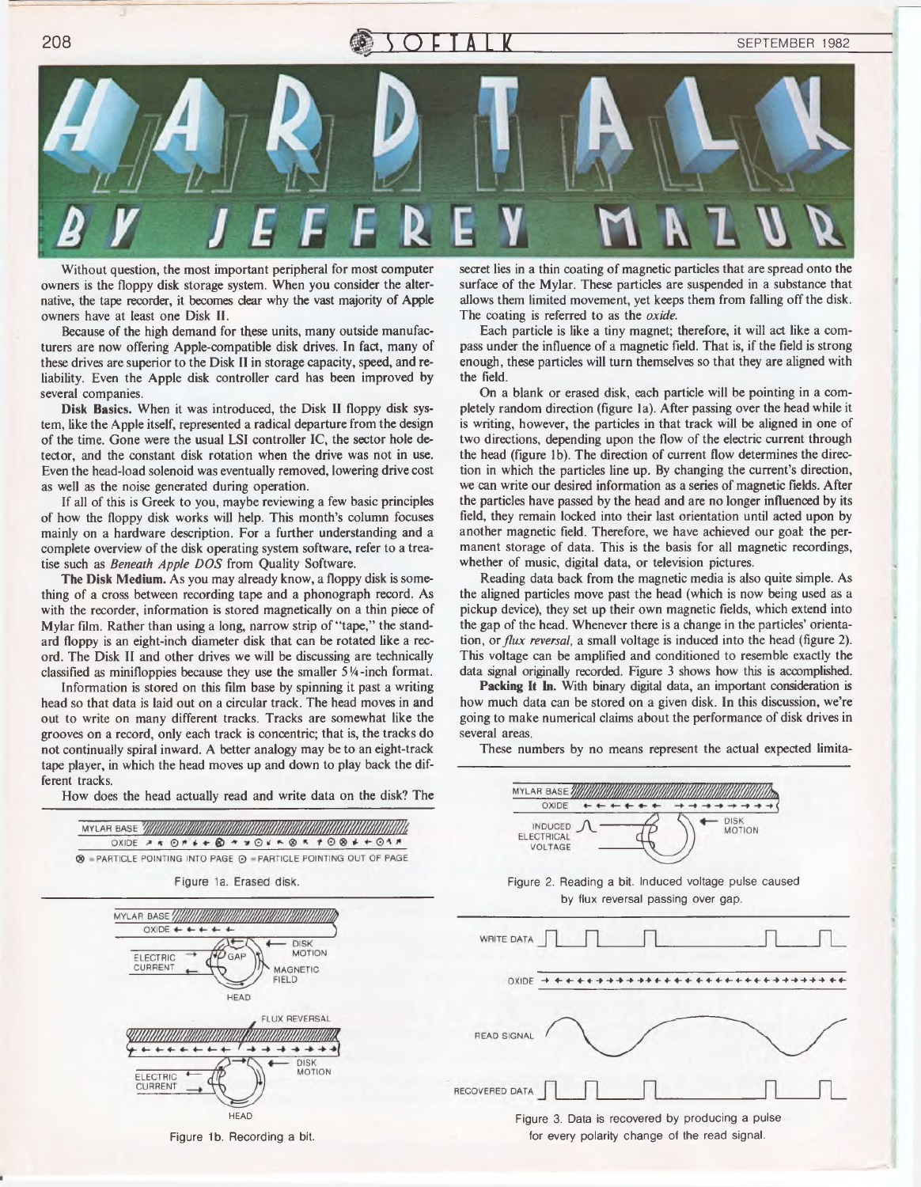// HARD TALK

BY JEFFREY MAZUR

Without question, the most important peripheral for most computer owners is the floppy disk storage system. When you consider the alternative, the tape recorder, it becomes clear why the vast majority of Apple owners have at least one Disk II.

Because of the high demand for these units, many outside manufacturers are now offering Apple-compatible disk drives. In fact, many of these drives are superior to the Disk II in storage capacity, speed, and reliability. Even the Apple disk controller card has been improved by several companies.

**Disk Basics.** When it was introduced, the Disk II floppy disk system, like the Apple itself, represented a radical departure from the design of the time. Gone were the usual LSI controller IC, the sector hole detector, and the constant disk rotation when the drive was not in use. Even the head-load solenoid was eventually removed, lowering drive cost as well as the noise generated during operation.

If all of this is Greek to you, maybe reviewing a few basic principles of how the floppy disk works will help. This month's column focuses mainly on a hardware description. For a further understanding and a complete overview of the disk operating system software, refer to a treatise such as *Beneath Apple DOS* from Quality Software.

**The Disk Medium.** As you may already know, a floppy disk is something of a cross between recording tape and a phonograph record. As with the recorder, information is stored magnetically on a thin piece of Mylar film. Rather than using a long, narrow strip of "tape," the standard floppy is an eight-inch diameter disk that can be rotated like a record. The Disk II and other drives we will be discussing are technically classified as minifloppies because they use the smaller 5¼-inch format.

Information is stored on this film base by spinning it past a writing head so that data is laid out on a circular track. The head moves in and out to write on many different tracks. Tracks are somewhat like the grooves on a record, only each track is concentric; that is, the tracks do not continually spiral inward. A better analogy may be to an eight-track tape player, in which the head moves up and down to play back the different tracks.

How does the head actually read and write data on the disk? The secret lies in a thin coating of magnetic particles that are spread onto the surface of the Mylar. These particles are suspended in a substance that allows them limited movement, yet keeps them from falling off the disk. The coating is referred to as the *oxide.*

Each particle is like a tiny magnet; therefore, it will act like a compass under the influence of a magnetic field. That is, if the field is strong enough, these particles will turn themselves so that they are aligned with the field.

On a blank or erased disk, each particle will be pointing in a completely random direction (figure 1a). After passing over the head while it is writing, however, the particles in that track will be aligned in one of two directions, depending upon the flow of the electric current through the head (figure 1b). The direction of current flow determines the direction in which the particles line up. By changing the current's direction, we can write our desired information as a series of magnetic fields. After the particles have passed by the head and are no longer influenced by its field, they remain locked into their last orientation until acted upon by another magnetic field. Therefore, we have achieved our goal: the permanent storage of data. This is the basis for all magnetic recordings, whether of music, digital data, or television pictures.

Reading data back from the magnetic media is also quite simple. As the aligned particles move past the head (which is now being used as a pickup device), they set up their own magnetic fields, which extend into the gap of the head. Whenever there is a change in the particles' orientation, or *flux reversal,* a small voltage is induced into the head (figure 2). This voltage can be amplified and conditioned to resemble exactly the data signal originally recorded. Figure 3 shows how this is accomplished.

**Packing It In.** With binary digital data, an important consideration is how much data can be stored on a given disk. In this discussion, we're going to make numerical claims about the performance of disk drives in several areas.

These numbers by no means represent the actual expected limita-

MYLAR BASE
OXIDE
⊗ = PARTICLE POINTING INTO PAGE ⊙ = PARTICLE POINTING OUT OF PAGE

Figure 1a. Erased disk.

MYLAR BASE — OXIDE — ELECTRIC CURRENT — GAP — DISK MOTION — MAGNETIC FIELD — HEAD — FLUX REVERSAL — ELECTRIC CURRENT — DISK MOTION — HEAD

Figure 1b. Recording a bit.

MYLAR BASE — OXIDE — INDUCED ELECTRICAL VOLTAGE — DISK MOTION

Figure 2. Reading a bit. Induced voltage pulse caused by flux reversal passing over gap.

WRITE DATA — OXIDE — READ SIGNAL — RECOVERED DATA

Figure 3. Data is recovered by producing a pulse for every polarity change of the read signal.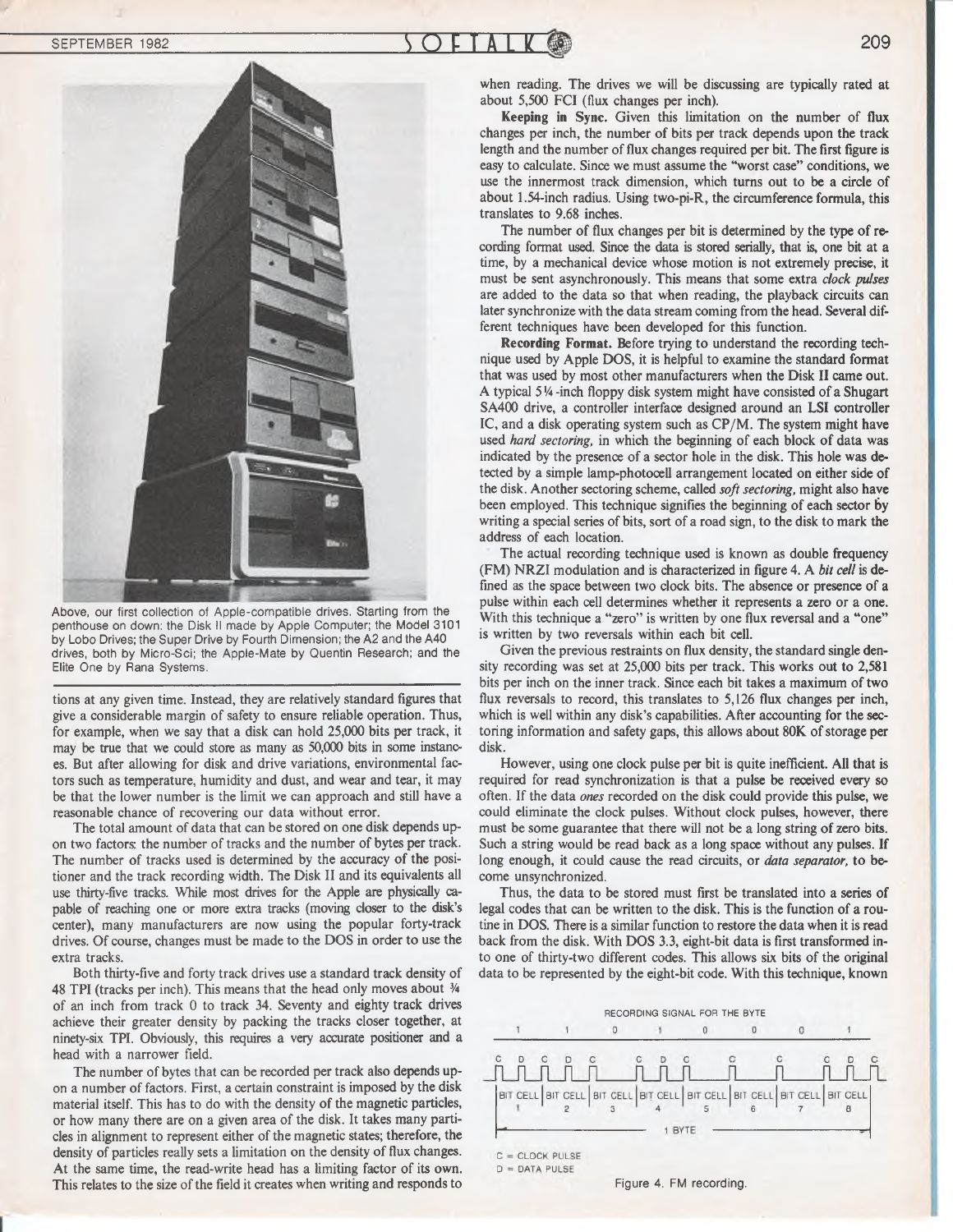Above, our first collection of Apple-compatible drives. Starting from the penthouse on down: the Disk II made by Apple Computer; the Model 3101 by Lobo Drives; the Super Drive by Fourth Dimension; the A2 and the A40 drives, both by Micro-Sci; the Apple-Mate by Quentin Research; and the Elite One by Rana Systems.

tions at any given time. Instead, they are relatively standard figures that give a considerable margin of safety to ensure reliable operation. Thus, for example, when we say that a disk can hold 25,000 bits per track, it may be true that we could store as many as 50,000 bits in some instances. But after allowing for disk and drive variations, environmental factors such as temperature, humidity and dust, and wear and tear, it may be that the lower number is the limit we can approach and still have a reasonable chance of recovering our data without error.

The total amount of data that can be stored on one disk depends upon two factors: the number of tracks and the number of bytes per track. The number of tracks used is determined by the accuracy of the positioner and the track recording width. The Disk II and its equivalents all use thirty-five tracks. While most drives for the Apple are physically capable of reaching one or more extra tracks (moving closer to the disk's center), many manufacturers are now using the popular forty-track drives. Of course, changes must be made to the DOS in order to use the extra tracks.

Both thirty-five and forty track drives use a standard track density of 48 TPI (tracks per inch). This means that the head only moves about ¾ of an inch from track 0 to track 34. Seventy and eighty track drives achieve their greater density by packing the tracks closer together, at ninety-six TPI. Obviously, this requires a very accurate positioner and a head with a narrower field.

The number of bytes that can be recorded per track also depends upon a number of factors. First, a certain constraint is imposed by the disk material itself. This has to do with the density of the magnetic particles, or how many there are on a given area of the disk. It takes many particles in alignment to represent either of the magnetic states; therefore, the density of particles really sets a limitation on the density of flux changes. At the same time, the read-write head has a limiting factor of its own. This relates to the size of the field it creates when writing and responds to when reading. The drives we will be discussing are typically rated at about 5,500 FCI (flux changes per inch).

**Keeping in Sync.** Given this limitation on the number of flux changes per inch, the number of bits per track depends upon the track length and the number of flux changes required per bit. The first figure is easy to calculate. Since we must assume the "worst case" conditions, we use the innermost track dimension, which turns out to be a circle of about 1.54-inch radius. Using two-pi-R, the circumference formula, this translates to 9.68 inches.

The number of flux changes per bit is determined by the type of recording format used. Since the data is stored serially, that is, one bit at a time, by a mechanical device whose motion is not extremely precise, it must be sent asynchronously. This means that some extra *clock pulses* are added to the data so that when reading, the playback circuits can later synchronize with the data stream coming from the head. Several different techniques have been developed for this function.

**Recording Format.** Before trying to understand the recording technique used by Apple DOS, it is helpful to examine the standard format that was used by most other manufacturers when the Disk II came out. A typical 5¼-inch floppy disk system might have consisted of a Shugart SA400 drive, a controller interface designed around an LSI controller IC, and a disk operating system such as CP/M. The system might have used *hard sectoring,* in which the beginning of each block of data was indicated by the presence of a sector hole in the disk. This hole was detected by a simple lamp-photocell arrangement located on either side of the disk. Another sectoring scheme, called *soft sectoring,* might also have been employed. This technique signifies the beginning of each sector by writing a special series of bits, sort of a road sign, to the disk to mark the address of each location.

The actual recording technique used is known as double frequency (FM) NRZI modulation and is characterized in figure 4. A *bit cell* is defined as the space between two clock bits. The absence or presence of a pulse within each cell determines whether it represents a zero or a one. With this technique a "zero" is written by one flux reversal and a "one" is written by two reversals within each bit cell.

Given the previous restraints on flux density, the standard single density recording was set at 25,000 bits per track. This works out to 2,581 bits per inch on the inner track. Since each bit takes a maximum of two flux reversals to record, this translates to 5,126 flux changes per inch, which is well within any disk's capabilities. After accounting for the sectoring information and safety gaps, this allows about 80K of storage per disk.

However, using one clock pulse per bit is quite inefficient. All that is required for read synchronization is that a pulse be received every so often. If the data *ones* recorded on the disk could provide this pulse, we could eliminate the clock pulses. Without clock pulses, however, there must be some guarantee that there will not be a long string of zero bits. Such a string would be read back as a long space without any pulses. If long enough, it could cause the read circuits, or *data separator,* to become unsynchronized.

Thus, the data to be stored must first be translated into a series of legal codes that can be written to the disk. This is the function of a routine in DOS. There is a similar function to restore the data when it is read back from the disk. With DOS 3.3, eight-bit data is first transformed into one of thirty-two different codes. This allows six bits of the original data to be represented by the eight-bit code. With this technique, known

RECORDING SIGNAL FOR THE BYTE

1 1 0 1 0 0 0 1

C D C D C C D C C C C D C

BIT CELL 1 | BIT CELL 2 | BIT CELL 3 | BIT CELL 4 | BIT CELL 5 | BIT CELL 6 | BIT CELL 7 | BIT CELL 8

1 BYTE

C = CLOCK PULSE
D = DATA PULSE

Figure 4. FM recording.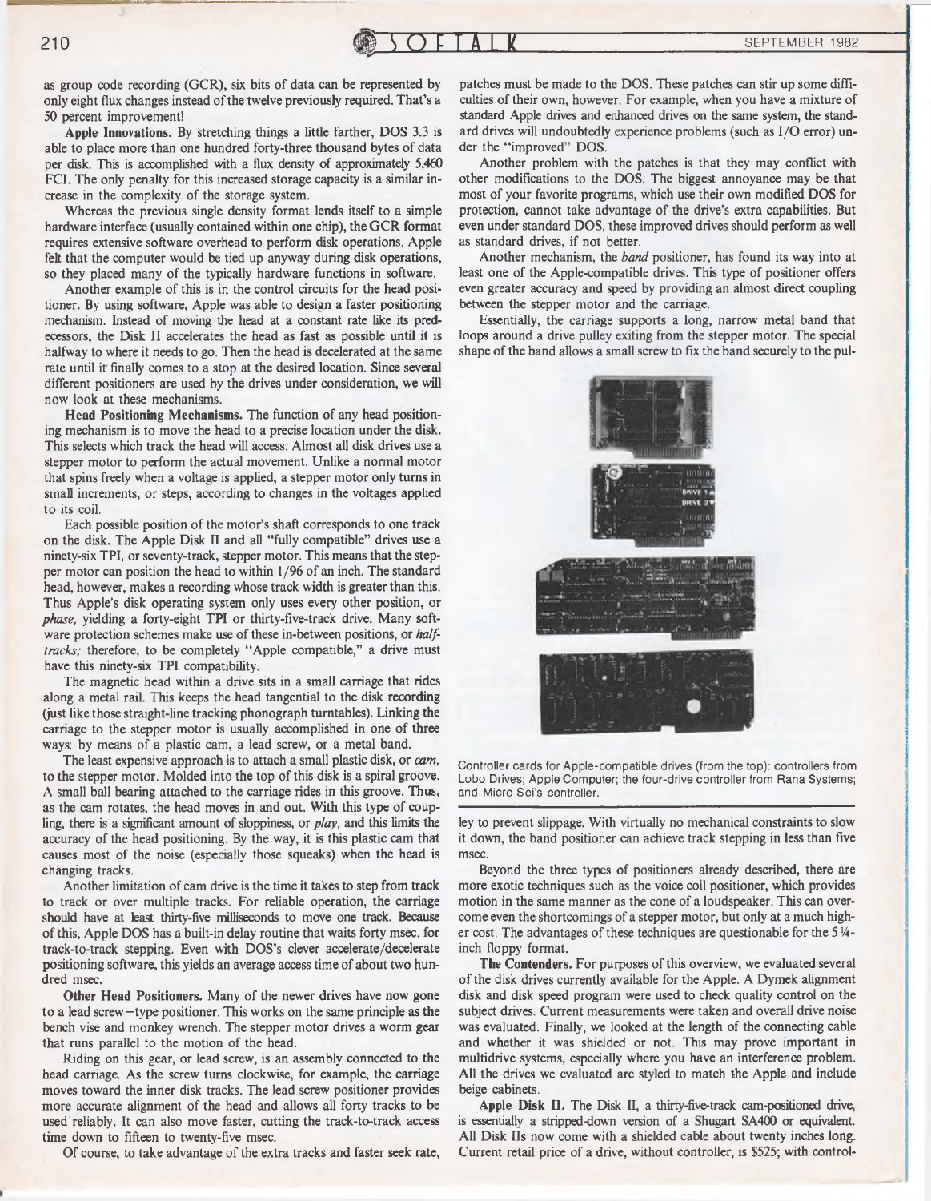as group code recording (GCR), six bits of data can be represented by only eight flux changes instead of the twelve previously required. That's a 50 percent improvement!

**Apple Innovations.** By stretching things a little farther, DOS 3.3 is able to place more than one hundred forty-three thousand bytes of data per disk. This is accomplished with a flux density of approximately 5,460 FCI. The only penalty for this increased storage capacity is a similar increase in the complexity of the storage system.

Whereas the previous single density format lends itself to a simple hardware interface (usually contained within one chip), the GCR format requires extensive software overhead to perform disk operations. Apple felt that the computer would be tied up anyway during disk operations, so they placed many of the typically hardware functions in software.

Another example of this is in the control circuits for the head positioner. By using software, Apple was able to design a faster positioning mechanism. Instead of moving the head at a constant rate like its predecessors, the Disk II accelerates the head as fast as possible until it is halfway to where it needs to go. Then the head is decelerated at the same rate until it finally comes to a stop at the desired location. Since several different positioners are used by the drives under consideration, we will now look at these mechanisms.

**Head Positioning Mechanisms.** The function of any head positioning mechanism is to move the head to a precise location under the disk. This selects which track the head will access. Almost all disk drives use a stepper motor to perform the actual movement. Unlike a normal motor that spins freely when a voltage is applied, a stepper motor only turns in small increments, or steps, according to changes in the voltages applied to its coil.

Each possible position of the motor's shaft corresponds to one track on the disk. The Apple Disk II and all "fully compatible" drives use a ninety-six TPI, or seventy-track, stepper motor. This means that the stepper motor can position the head to within 1/96 of an inch. The standard head, however, makes a recording whose track width is greater than this. Thus Apple's disk operating system only uses every other position, or *phase*, yielding a forty-eight TPI or thirty-five-track drive. Many software protection schemes make use of these in-between positions, or *half-tracks*; therefore, to be completely "Apple compatible," a drive must have this ninety-six TPI compatibility.

The magnetic head within a drive sits in a small carriage that rides along a metal rail. This keeps the head tangential to the disk recording (just like those straight-line tracking phonograph turntables). Linking the carriage to the stepper motor is usually accomplished in one of three ways: by means of a plastic cam, a lead screw, or a metal band.

The least expensive approach is to attach a small plastic disk, or *cam*, to the stepper motor. Molded into the top of this disk is a spiral groove. A small ball bearing attached to the carriage rides in this groove. Thus, as the cam rotates, the head moves in and out. With this type of coupling, there is a significant amount of sloppiness, or *play*, and this limits the accuracy of the head positioning. By the way, it is this plastic cam that causes most of the noise (especially those squeaks) when the head is changing tracks.

Another limitation of cam drive is the time it takes to step from track to track or over multiple tracks. For reliable operation, the carriage should have at least thirty-five milliseconds to move one track. Because of this, Apple DOS has a built-in delay routine that waits forty msec. for track-to-track stepping. Even with DOS's clever accelerate/decelerate positioning software, this yields an average access time of about two hundred msec.

**Other Head Positioners.** Many of the newer drives have now gone to a lead screw–type positioner. This works on the same principle as the bench vise and monkey wrench. The stepper motor drives a worm gear that runs parallel to the motion of the head.

Riding on this gear, or lead screw, is an assembly connected to the head carriage. As the screw turns clockwise, for example, the carriage moves toward the inner disk tracks. The lead screw positioner provides more accurate alignment of the head and allows all forty tracks to be used reliably. It can also move faster, cutting the track-to-track access time down to fifteen to twenty-five msec.

Of course, to take advantage of the extra tracks and faster seek rate, patches must be made to the DOS. These patches can stir up some difficulties of their own, however. For example, when you have a mixture of standard Apple drives and enhanced drives on the same system, the standard drives will undoubtedly experience problems (such as I/O error) under the "improved" DOS.

Another problem with the patches is that they may conflict with other modifications to the DOS. The biggest annoyance may be that most of your favorite programs, which use their own modified DOS for protection, cannot take advantage of the drive's extra capabilities. But even under standard DOS, these improved drives should perform as well as standard drives, if not better.

Another mechanism, the *band* positioner, has found its way into at least one of the Apple-compatible drives. This type of positioner offers even greater accuracy and speed by providing an almost direct coupling between the stepper motor and the carriage.

Essentially, the carriage supports a long, narrow metal band that loops around a drive pulley exiting from the stepper motor. The special shape of the band allows a small screw to fix the band securely to the pulley to prevent slippage. With virtually no mechanical constraints to slow it down, the band positioner can achieve track stepping in less than five msec.

Controller cards for Apple-compatible drives (from the top): controllers from Lobo Drives; Apple Computer; the four-drive controller from Rana Systems; and Micro-Sci's controller.

Beyond the three types of positioners already described, there are more exotic techniques such as the voice coil positioner, which provides motion in the same manner as the cone of a loudspeaker. This can overcome even the shortcomings of a stepper motor, but only at a much higher cost. The advantages of these techniques are questionable for the 5¼-inch floppy format.

**The Contenders.** For purposes of this overview, we evaluated several of the disk drives currently available for the Apple. A Dymek alignment disk and disk speed program were used to check quality control on the subject drives. Current measurements were taken and overall drive noise was evaluated. Finally, we looked at the length of the connecting cable and whether it was shielded or not. This may prove important in multidrive systems, especially where you have an interference problem. All the drives we evaluated are styled to match the Apple and include beige cabinets.

**Apple Disk II.** The Disk II, a thirty-five-track cam-positioned drive, is essentially a stripped-down version of a Shugart SA400 or equivalent. All Disk IIs now come with a shielded cable about twenty inches long. Current retail price of a drive, without controller, is $525; with control-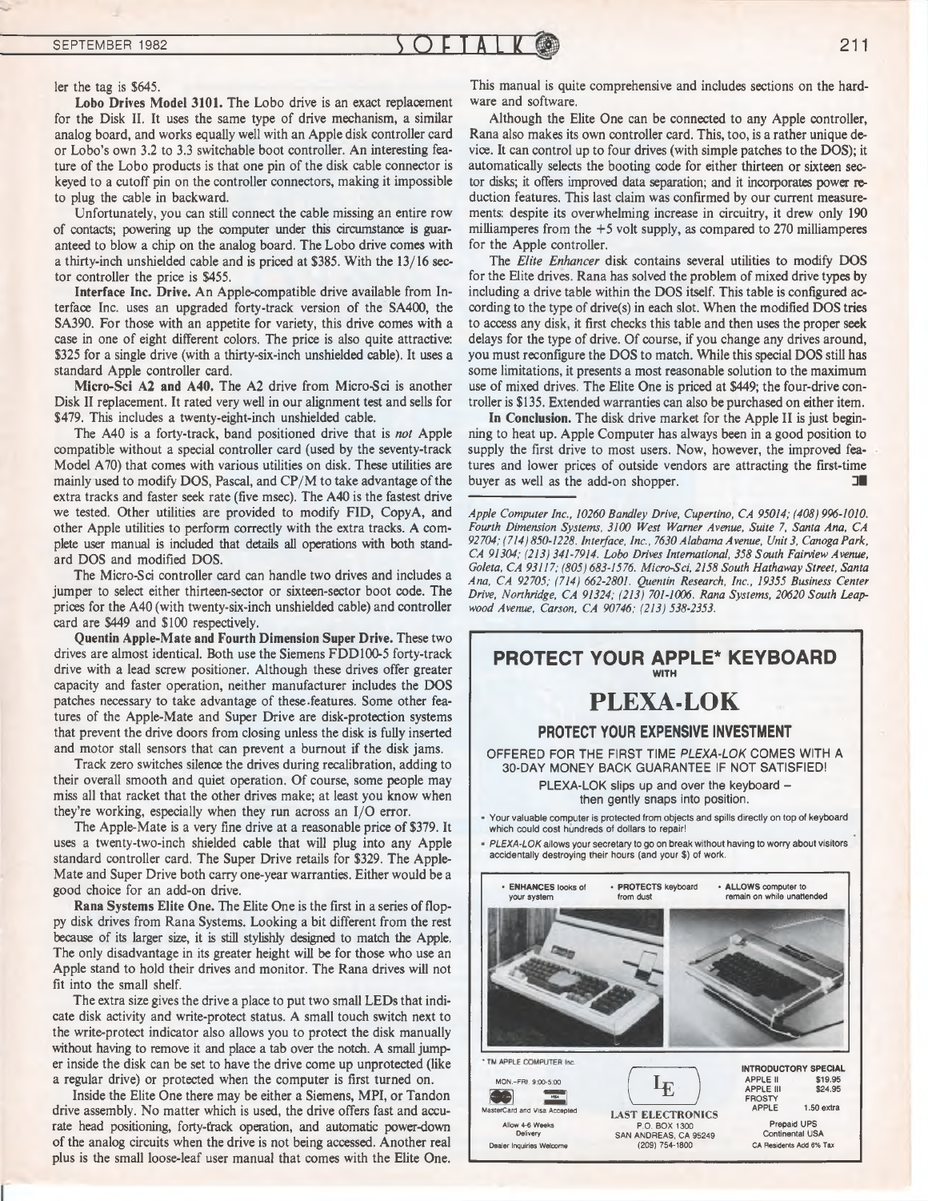ler the tag is $645.

**Lobo Drives Model 3101.** The Lobo drive is an exact replacement for the Disk II. It uses the same type of drive mechanism, a similar analog board, and works equally well with an Apple disk controller card or Lobo's own 3.2 to 3.3 switchable boot controller. An interesting feature of the Lobo products is that one pin of the disk cable connector is keyed to a cutoff pin on the controller connectors, making it impossible to plug the cable in backward.

Unfortunately, you can still connect the cable missing an entire row of contacts; powering up the computer under this circumstance is guaranteed to blow a chip on the analog board. The Lobo drive comes with a thirty-inch unshielded cable and is priced at $385. With the 13/16 sector controller the price is $455.

**Interface Inc. Drive.** An Apple-compatible drive available from Interface Inc. uses an upgraded forty-track version of the SA400, the SA390. For those with an appetite for variety, this drive comes with a case in one of eight different colors. The price is also quite attractive: $325 for a single drive (with a thirty-six-inch unshielded cable). It uses a standard Apple controller card.

**Micro-Sci A2 and A40.** The A2 drive from Micro-Sci is another Disk II replacement. It rated very well in our alignment test and sells for $479. This includes a twenty-eight-inch unshielded cable.

The A40 is a forty-track, band positioned drive that is *not* Apple compatible without a special controller card (used by the seventy-track Model A70) that comes with various utilities on disk. These utilities are mainly used to modify DOS, Pascal, and CP/M to take advantage of the extra tracks and faster seek rate (five msec). The A40 is the fastest drive we tested. Other utilities are provided to modify FID, CopyA, and other Apple utilities to perform correctly with the extra tracks. A complete user manual is included that details all operations with both standard DOS and modified DOS.

The Micro-Sci controller card can handle two drives and includes a jumper to select either thirteen-sector or sixteen-sector boot code. The prices for the A40 (with twenty-six-inch unshielded cable) and controller card are $449 and $100 respectively.

**Quentin Apple-Mate and Fourth Dimension Super Drive.** These two drives are almost identical. Both use the Siemens FDD100-5 forty-track drive with a lead screw positioner. Although these drives offer greater capacity and faster operation, neither manufacturer includes the DOS patches necessary to take advantage of these features. Some other features of the Apple-Mate and Super Drive are disk-protection systems that prevent the drive doors from closing unless the disk is fully inserted and motor stall sensors that can prevent a burnout if the disk jams.

Track zero switches silence the drives during recalibration, adding to their overall smooth and quiet operation. Of course, some people may miss all that racket that the other drives make; at least you know when they're working, especially when they run across an I/O error.

The Apple-Mate is a very fine drive at a reasonable price of $379. It uses a twenty-two-inch shielded cable that will plug into any Apple standard controller card. The Super Drive retails for $329. The Apple-Mate and Super Drive both carry one-year warranties. Either would be a good choice for an add-on drive.

**Rana Systems Elite One.** The Elite One is the first in a series of floppy disk drives from Rana Systems. Looking a bit different from the rest because of its larger size, it is still stylishly designed to match the Apple. The only disadvantage in its greater height will be for those who use an Apple stand to hold their drives and monitor. The Rana drives will not fit into the small shelf.

The extra size gives the drive a place to put two small LEDs that indicate disk activity and write-protect status. A small touch switch next to the write-protect indicator also allows you to protect the disk manually without having to remove it and place a tab over the notch. A small jumper inside the disk can be set to have the drive come up unprotected (like a regular drive) or protected when the computer is first turned on.

Inside the Elite One there may be either a Siemens, MPI, or Tandon drive assembly. No matter which is used, the drive offers fast and accurate head positioning, forty-track operation, and automatic power-down of the analog circuits when the drive is not being accessed. Another real plus is the small loose-leaf user manual that comes with the Elite One. This manual is quite comprehensive and includes sections on the hardware and software.

Although the Elite One can be connected to any Apple controller, Rana also makes its own controller card. This, too, is a rather unique device. It can control up to four drives (with simple patches to the DOS); it automatically selects the booting code for either thirteen or sixteen sector disks; it offers improved data separation; and it incorporates power reduction features. This last claim was confirmed by our current measurements: despite its overwhelming increase in circuitry, it drew only 190 milliamperes from the +5 volt supply, as compared to 270 milliamperes for the Apple controller.

The *Elite Enhancer* disk contains several utilities to modify DOS for the Elite drives. Rana has solved the problem of mixed drive types by including a drive table within the DOS itself. This table is configured according to the type of drive(s) in each slot. When the modified DOS tries to access any disk, it first checks this table and then uses the proper seek delays for the type of drive. Of course, if you change any drives around, you must reconfigure the DOS to match. While this special DOS still has some limitations, it presents a most reasonable solution to the maximum use of mixed drives. The Elite One is priced at $449; the four-drive controller is $135. Extended warranties can also be purchased on either item.

**In Conclusion.** The disk drive market for the Apple II is just beginning to heat up. Apple Computer has always been in a good position to supply the first drive to most users. Now, however, the improved features and lower prices of outside vendors are attracting the first-time buyer as well as the add-on shopper.

*Apple Computer Inc., 10260 Bandley Drive, Cupertino, CA 95014; (408) 996-1010. Fourth Dimension Systems, 3100 West Warner Avenue, Suite 7, Santa Ana, CA 92704; (714) 850-1228. Interface, Inc., 7630 Alabama Avenue, Unit 3, Canoga Park, CA 91304; (213) 341-7914. Lobo Drives International, 358 South Fairview Avenue, Goleta, CA 93117; (805) 683-1576. Micro-Sci, 2158 South Hathaway Street, Santa Ana, CA 92705; (714) 662-2801. Quentin Research, Inc., 19355 Business Center Drive, Northridge, CA 91324; (213) 701-1006. Rana Systems, 20620 South Leapwood Avenue, Carson, CA 90746; (213) 538-2353.*

---

## PROTECT YOUR APPLE* KEYBOARD WITH

# PLEXA-LOK

### PROTECT YOUR EXPENSIVE INVESTMENT

OFFERED FOR THE FIRST TIME *PLEXA-LOK* COMES WITH A 30-DAY MONEY BACK GUARANTEE IF NOT SATISFIED!

PLEXA-LOK slips up and over the keyboard – then gently snaps into position.

- Your valuable computer is protected from objects and spills directly on top of keyboard which could cost hundreds of dollars to repair!
- *PLEXA-LOK* allows your secretary to go on break without having to worry about visitors accidentally destroying their hours (and your $) of work.

- ENHANCES looks of your system
- PROTECTS keyboard from dust
- ALLOWS computer to remain on while unattended

*TM APPLE COMPUTER Inc.

MON.–FRI. 9:00-5:00

MasterCard and Visa Accepted

Allow 4-6 Weeks Delivery

Dealer Inquiries Welcome

LAST ELECTRONICS
P.O. BOX 1300
SAN ANDREAS, CA 95249
(209) 754-1800

INTRODUCTORY SPECIAL

| | |
|---|---|
| APPLE II | $19.95 |
| APPLE III | $24.95 |
| FROSTY APPLE | 1.50 extra |

Prepaid UPS Continental USA

CA Residents Add 6% Tax